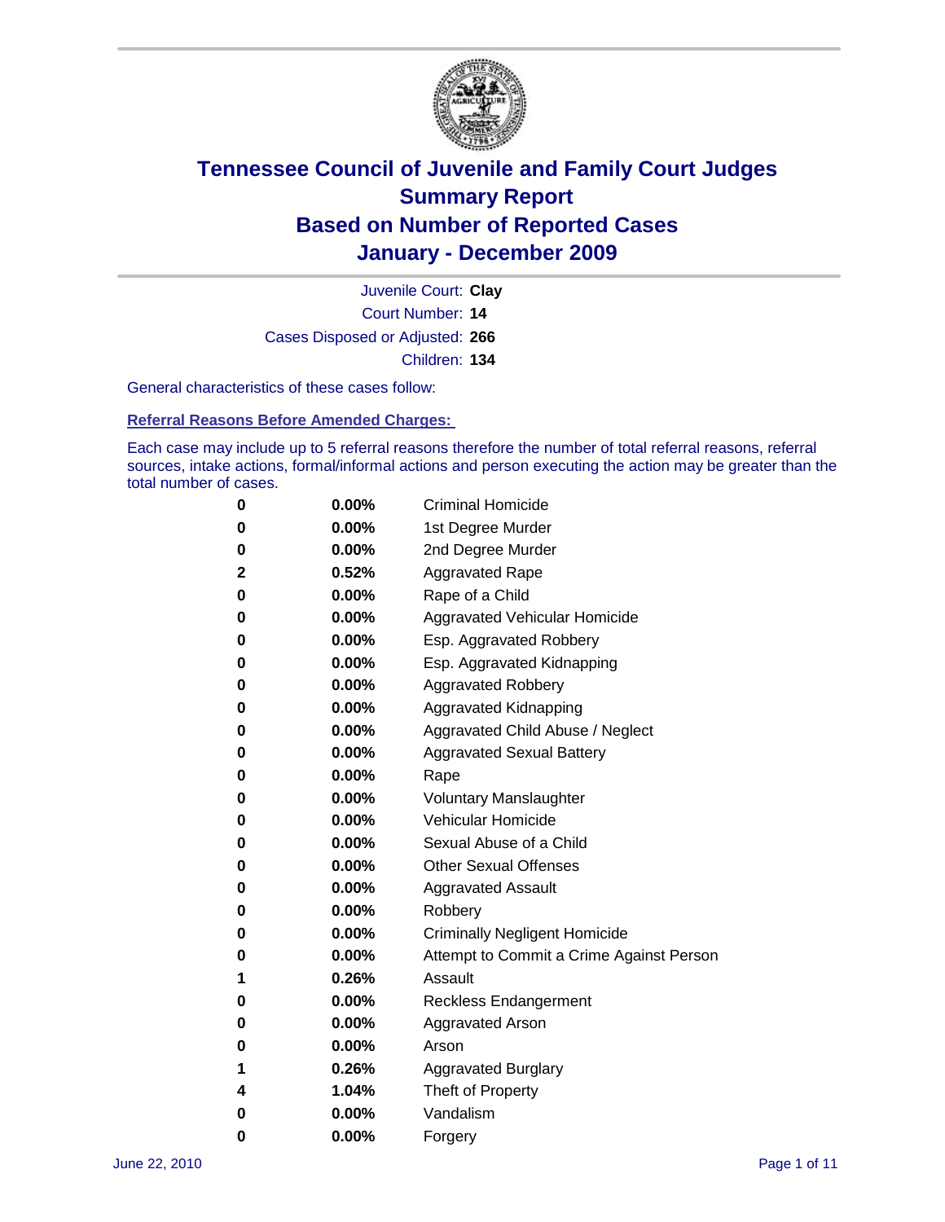# Tennessee Council of Juvenile and Family Court Judges
# Summary Report
# Based on Number of Reported Cases
# January - December 2009

Juvenile Court: **Clay**

Court Number: **14**

Cases Disposed or Adjusted: **266**

Children: **134**

General characteristics of these cases follow:

## Referral Reasons Before Amended Charges:

Each case may include up to 5 referral reasons therefore the number of total referral reasons, referral sources, intake actions, formal/informal actions and person executing the action may be greater than the total number of cases.

| | | |
|---|---|---|
| 0 | 0.00% | Criminal Homicide |
| 0 | 0.00% | 1st Degree Murder |
| 0 | 0.00% | 2nd Degree Murder |
| 2 | 0.52% | Aggravated Rape |
| 0 | 0.00% | Rape of a Child |
| 0 | 0.00% | Aggravated Vehicular Homicide |
| 0 | 0.00% | Esp. Aggravated Robbery |
| 0 | 0.00% | Esp. Aggravated Kidnapping |
| 0 | 0.00% | Aggravated Robbery |
| 0 | 0.00% | Aggravated Kidnapping |
| 0 | 0.00% | Aggravated Child Abuse / Neglect |
| 0 | 0.00% | Aggravated Sexual Battery |
| 0 | 0.00% | Rape |
| 0 | 0.00% | Voluntary Manslaughter |
| 0 | 0.00% | Vehicular Homicide |
| 0 | 0.00% | Sexual Abuse of a Child |
| 0 | 0.00% | Other Sexual Offenses |
| 0 | 0.00% | Aggravated Assault |
| 0 | 0.00% | Robbery |
| 0 | 0.00% | Criminally Negligent Homicide |
| 0 | 0.00% | Attempt to Commit a Crime Against Person |
| 1 | 0.26% | Assault |
| 0 | 0.00% | Reckless Endangerment |
| 0 | 0.00% | Aggravated Arson |
| 0 | 0.00% | Arson |
| 1 | 0.26% | Aggravated Burglary |
| 4 | 1.04% | Theft of Property |
| 0 | 0.00% | Vandalism |
| 0 | 0.00% | Forgery |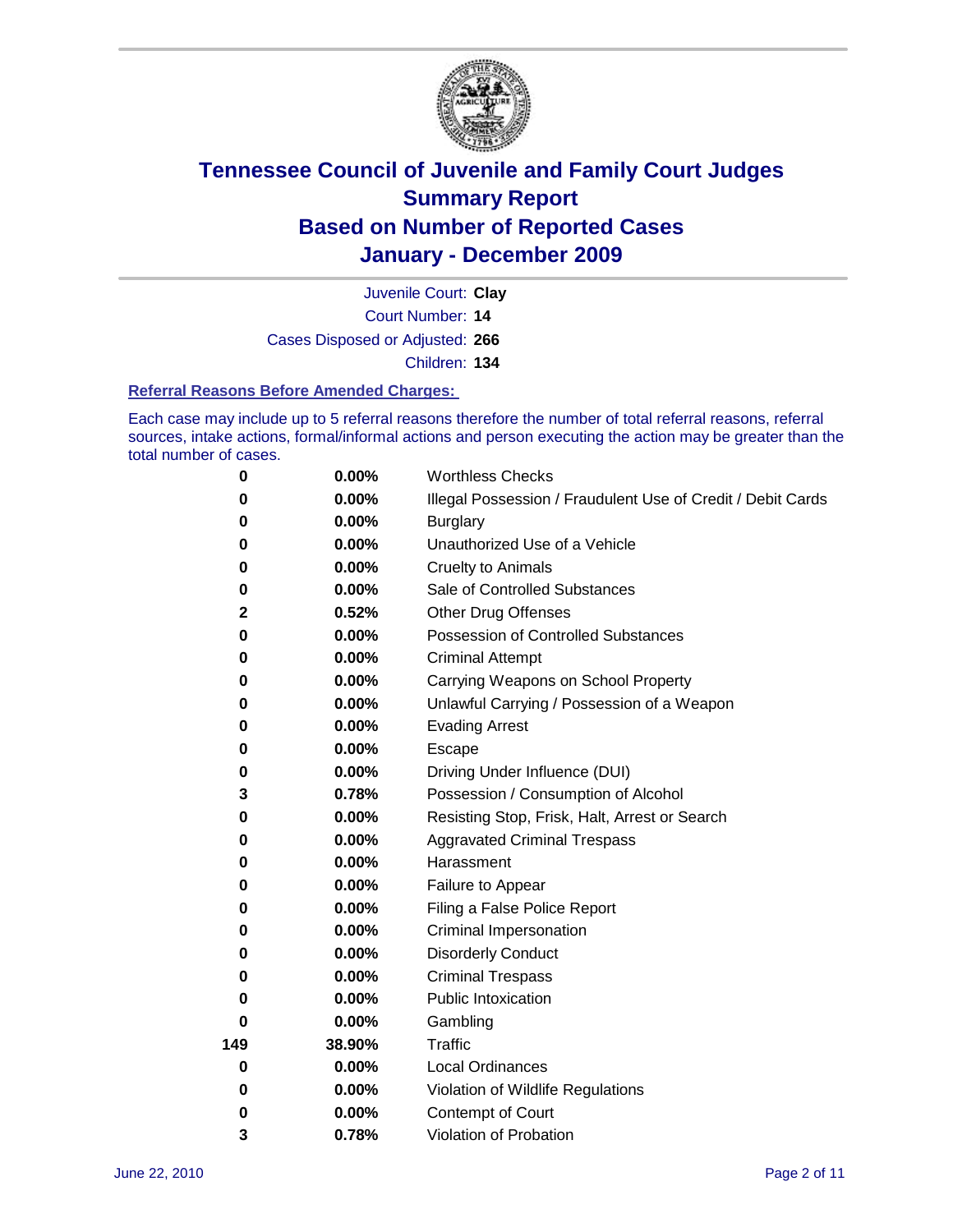# Tennessee Council of Juvenile and Family Court Judges Summary Report Based on Number of Reported Cases January - December 2009

Juvenile Court: **Clay**

Court Number: **14**

Cases Disposed or Adjusted: **266**

Children: **134**

### Referral Reasons Before Amended Charges:

Each case may include up to 5 referral reasons therefore the number of total referral reasons, referral sources, intake actions, formal/informal actions and person executing the action may be greater than the total number of cases.

| | | |
|---|---|---|
| 0 | 0.00% | Worthless Checks |
| 0 | 0.00% | Illegal Possession / Fraudulent Use of Credit / Debit Cards |
| 0 | 0.00% | Burglary |
| 0 | 0.00% | Unauthorized Use of a Vehicle |
| 0 | 0.00% | Cruelty to Animals |
| 0 | 0.00% | Sale of Controlled Substances |
| 2 | 0.52% | Other Drug Offenses |
| 0 | 0.00% | Possession of Controlled Substances |
| 0 | 0.00% | Criminal Attempt |
| 0 | 0.00% | Carrying Weapons on School Property |
| 0 | 0.00% | Unlawful Carrying / Possession of a Weapon |
| 0 | 0.00% | Evading Arrest |
| 0 | 0.00% | Escape |
| 0 | 0.00% | Driving Under Influence (DUI) |
| 3 | 0.78% | Possession / Consumption of Alcohol |
| 0 | 0.00% | Resisting Stop, Frisk, Halt, Arrest or Search |
| 0 | 0.00% | Aggravated Criminal Trespass |
| 0 | 0.00% | Harassment |
| 0 | 0.00% | Failure to Appear |
| 0 | 0.00% | Filing a False Police Report |
| 0 | 0.00% | Criminal Impersonation |
| 0 | 0.00% | Disorderly Conduct |
| 0 | 0.00% | Criminal Trespass |
| 0 | 0.00% | Public Intoxication |
| 0 | 0.00% | Gambling |
| 149 | 38.90% | Traffic |
| 0 | 0.00% | Local Ordinances |
| 0 | 0.00% | Violation of Wildlife Regulations |
| 0 | 0.00% | Contempt of Court |
| 3 | 0.78% | Violation of Probation |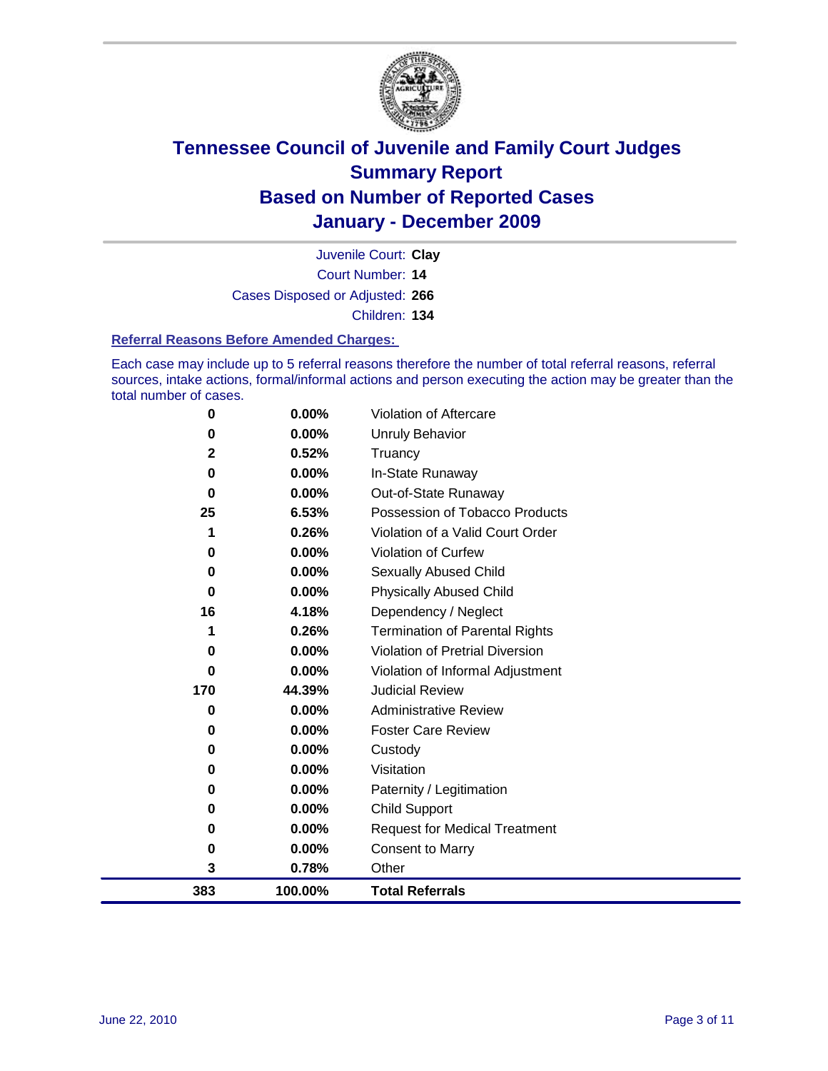# Tennessee Council of Juvenile and Family Court Judges
## Summary Report
## Based on Number of Reported Cases
## January - December 2009

Juvenile Court: **Clay**
Court Number: **14**
Cases Disposed or Adjusted: **266**
Children: **134**

### Referral Reasons Before Amended Charges:

Each case may include up to 5 referral reasons therefore the number of total referral reasons, referral sources, intake actions, formal/informal actions and person executing the action may be greater than the total number of cases.

| Count | Percent | Referral Reason |
|---|---|---|
| 0 | 0.00% | Violation of Aftercare |
| 0 | 0.00% | Unruly Behavior |
| 2 | 0.52% | Truancy |
| 0 | 0.00% | In-State Runaway |
| 0 | 0.00% | Out-of-State Runaway |
| 25 | 6.53% | Possession of Tobacco Products |
| 1 | 0.26% | Violation of a Valid Court Order |
| 0 | 0.00% | Violation of Curfew |
| 0 | 0.00% | Sexually Abused Child |
| 0 | 0.00% | Physically Abused Child |
| 16 | 4.18% | Dependency / Neglect |
| 1 | 0.26% | Termination of Parental Rights |
| 0 | 0.00% | Violation of Pretrial Diversion |
| 0 | 0.00% | Violation of Informal Adjustment |
| 170 | 44.39% | Judicial Review |
| 0 | 0.00% | Administrative Review |
| 0 | 0.00% | Foster Care Review |
| 0 | 0.00% | Custody |
| 0 | 0.00% | Visitation |
| 0 | 0.00% | Paternity / Legitimation |
| 0 | 0.00% | Child Support |
| 0 | 0.00% | Request for Medical Treatment |
| 0 | 0.00% | Consent to Marry |
| 3 | 0.78% | Other |
| **383** | **100.00%** | **Total Referrals** |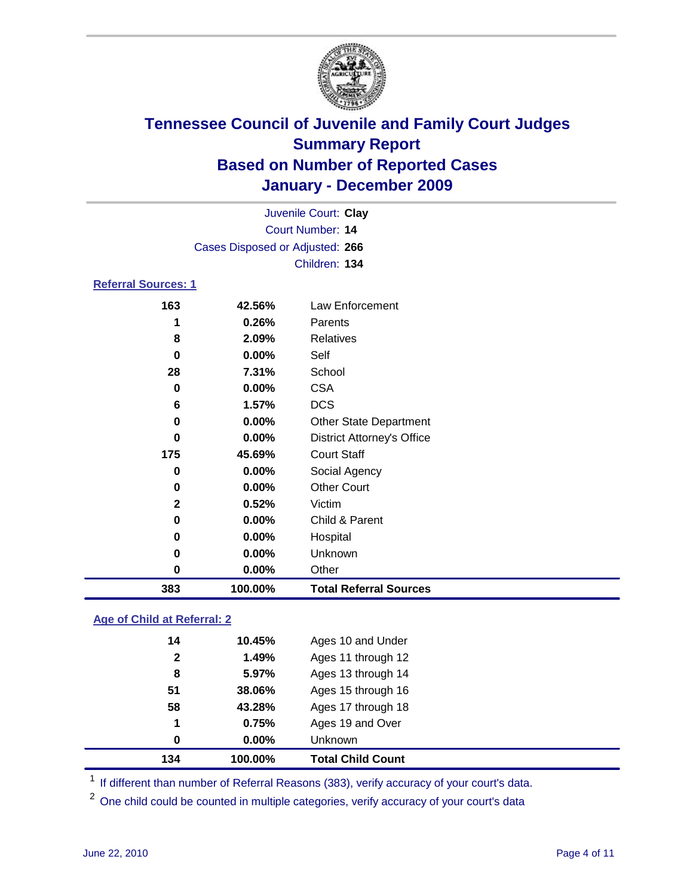# Tennessee Council of Juvenile and Family Court Judges
## Summary Report
## Based on Number of Reported Cases
## January - December 2009

Juvenile Court: **Clay**
Court Number: **14**
Cases Disposed or Adjusted: **266**
Children: **134**

### Referral Sources: 1

| Count | Percent | Source |
|---|---|---|
| 163 | 42.56% | Law Enforcement |
| 1 | 0.26% | Parents |
| 8 | 2.09% | Relatives |
| 0 | 0.00% | Self |
| 28 | 7.31% | School |
| 0 | 0.00% | CSA |
| 6 | 1.57% | DCS |
| 0 | 0.00% | Other State Department |
| 0 | 0.00% | District Attorney's Office |
| 175 | 45.69% | Court Staff |
| 0 | 0.00% | Social Agency |
| 0 | 0.00% | Other Court |
| 2 | 0.52% | Victim |
| 0 | 0.00% | Child & Parent |
| 0 | 0.00% | Hospital |
| 0 | 0.00% | Unknown |
| 0 | 0.00% | Other |
| **383** | **100.00%** | **Total Referral Sources** |

### Age of Child at Referral: 2

| Count | Percent | Age |
|---|---|---|
| 14 | 10.45% | Ages 10 and Under |
| 2 | 1.49% | Ages 11 through 12 |
| 8 | 5.97% | Ages 13 through 14 |
| 51 | 38.06% | Ages 15 through 16 |
| 58 | 43.28% | Ages 17 through 18 |
| 1 | 0.75% | Ages 19 and Over |
| 0 | 0.00% | Unknown |
| **134** | **100.00%** | **Total Child Count** |

[1] If different than number of Referral Reasons (383), verify accuracy of your court's data.

[2] One child could be counted in multiple categories, verify accuracy of your court's data

June 22, 2010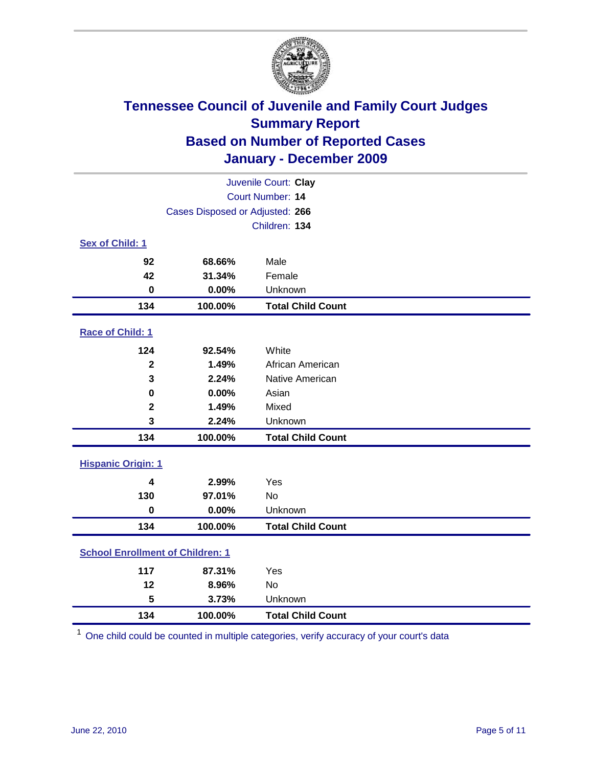# Tennessee Council of Juvenile and Family Court Judges
## Summary Report
## Based on Number of Reported Cases
## January - December 2009

Juvenile Court: **Clay**
Court Number: **14**
Cases Disposed or Adjusted: **266**
Children: **134**

### Sex of Child: 1

| Count | Percent | Category |
|---|---|---|
| 92 | 68.66% | Male |
| 42 | 31.34% | Female |
| 0 | 0.00% | Unknown |
| **134** | **100.00%** | **Total Child Count** |

### Race of Child: 1

| Count | Percent | Category |
|---|---|---|
| 124 | 92.54% | White |
| 2 | 1.49% | African American |
| 3 | 2.24% | Native American |
| 0 | 0.00% | Asian |
| 2 | 1.49% | Mixed |
| 3 | 2.24% | Unknown |
| **134** | **100.00%** | **Total Child Count** |

### Hispanic Origin: 1

| Count | Percent | Category |
|---|---|---|
| 4 | 2.99% | Yes |
| 130 | 97.01% | No |
| 0 | 0.00% | Unknown |
| **134** | **100.00%** | **Total Child Count** |

### School Enrollment of Children: 1

| Count | Percent | Category |
|---|---|---|
| 117 | 87.31% | Yes |
| 12 | 8.96% | No |
| 5 | 3.73% | Unknown |
| **134** | **100.00%** | **Total Child Count** |

[1] One child could be counted in multiple categories, verify accuracy of your court's data

June 22, 2010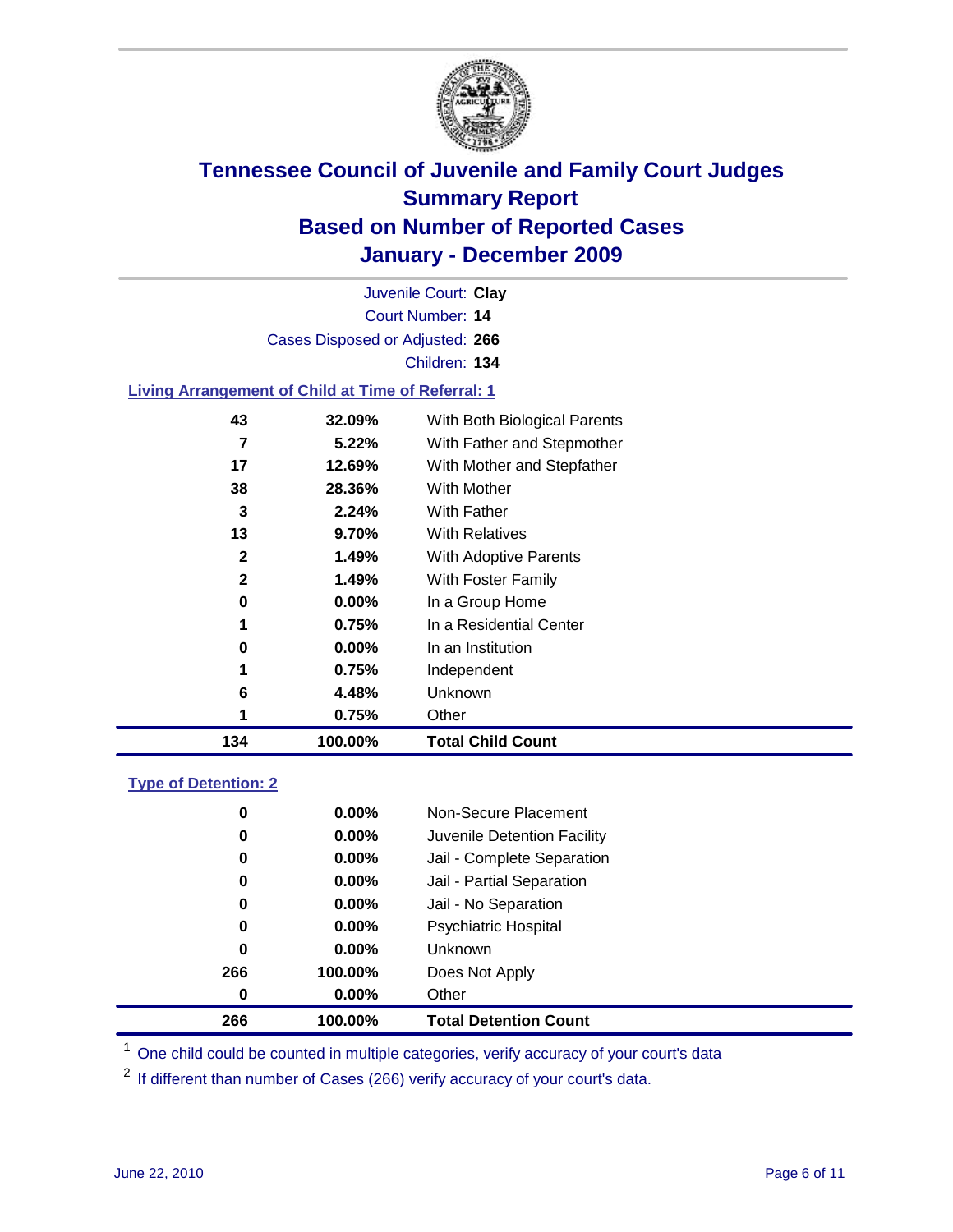# Tennessee Council of Juvenile and Family Court Judges
## Summary Report
## Based on Number of Reported Cases
## January - December 2009

Juvenile Court: **Clay**
Court Number: **14**
Cases Disposed or Adjusted: **266**
Children: **134**

### Living Arrangement of Child at Time of Referral: 1

| Count | Percent | Category |
|---|---|---|
| 43 | 32.09% | With Both Biological Parents |
| 7 | 5.22% | With Father and Stepmother |
| 17 | 12.69% | With Mother and Stepfather |
| 38 | 28.36% | With Mother |
| 3 | 2.24% | With Father |
| 13 | 9.70% | With Relatives |
| 2 | 1.49% | With Adoptive Parents |
| 2 | 1.49% | With Foster Family |
| 0 | 0.00% | In a Group Home |
| 1 | 0.75% | In a Residential Center |
| 0 | 0.00% | In an Institution |
| 1 | 0.75% | Independent |
| 6 | 4.48% | Unknown |
| 1 | 0.75% | Other |
| **134** | **100.00%** | **Total Child Count** |

### Type of Detention: 2

| Count | Percent | Category |
|---|---|---|
| 0 | 0.00% | Non-Secure Placement |
| 0 | 0.00% | Juvenile Detention Facility |
| 0 | 0.00% | Jail - Complete Separation |
| 0 | 0.00% | Jail - Partial Separation |
| 0 | 0.00% | Jail - No Separation |
| 0 | 0.00% | Psychiatric Hospital |
| 0 | 0.00% | Unknown |
| 266 | 100.00% | Does Not Apply |
| 0 | 0.00% | Other |
| **266** | **100.00%** | **Total Detention Count** |

[1] One child could be counted in multiple categories, verify accuracy of your court's data

[2] If different than number of Cases (266) verify accuracy of your court's data.

June 22, 2010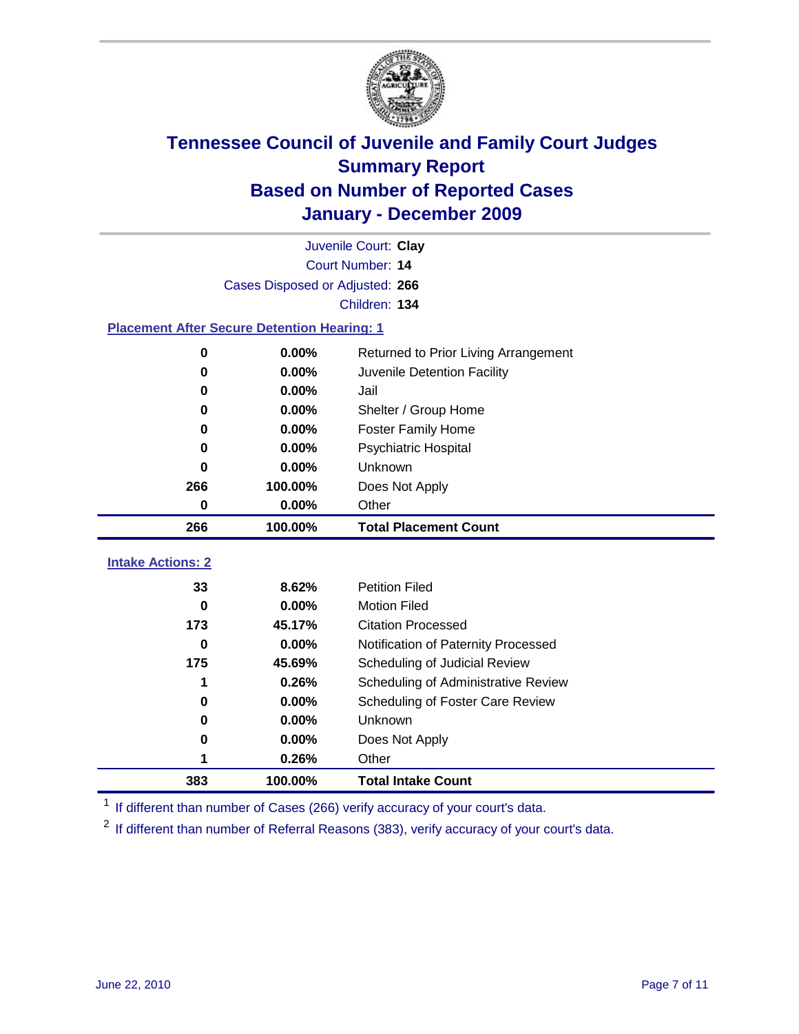# Tennessee Council of Juvenile and Family Court Judges
## Summary Report
## Based on Number of Reported Cases
## January - December 2009

Juvenile Court: **Clay**
Court Number: **14**
Cases Disposed or Adjusted: **266**
Children: **134**

### Placement After Secure Detention Hearing: 1

| | | |
|---|---|---|
| 0 | 0.00% | Returned to Prior Living Arrangement |
| 0 | 0.00% | Juvenile Detention Facility |
| 0 | 0.00% | Jail |
| 0 | 0.00% | Shelter / Group Home |
| 0 | 0.00% | Foster Family Home |
| 0 | 0.00% | Psychiatric Hospital |
| 0 | 0.00% | Unknown |
| 266 | 100.00% | Does Not Apply |
| 0 | 0.00% | Other |
| **266** | **100.00%** | **Total Placement Count** |

### Intake Actions: 2

| | | |
|---|---|---|
| 33 | 8.62% | Petition Filed |
| 0 | 0.00% | Motion Filed |
| 173 | 45.17% | Citation Processed |
| 0 | 0.00% | Notification of Paternity Processed |
| 175 | 45.69% | Scheduling of Judicial Review |
| 1 | 0.26% | Scheduling of Administrative Review |
| 0 | 0.00% | Scheduling of Foster Care Review |
| 0 | 0.00% | Unknown |
| 0 | 0.00% | Does Not Apply |
| 1 | 0.26% | Other |
| **383** | **100.00%** | **Total Intake Count** |

[1] If different than number of Cases (266) verify accuracy of your court's data.

[2] If different than number of Referral Reasons (383), verify accuracy of your court's data.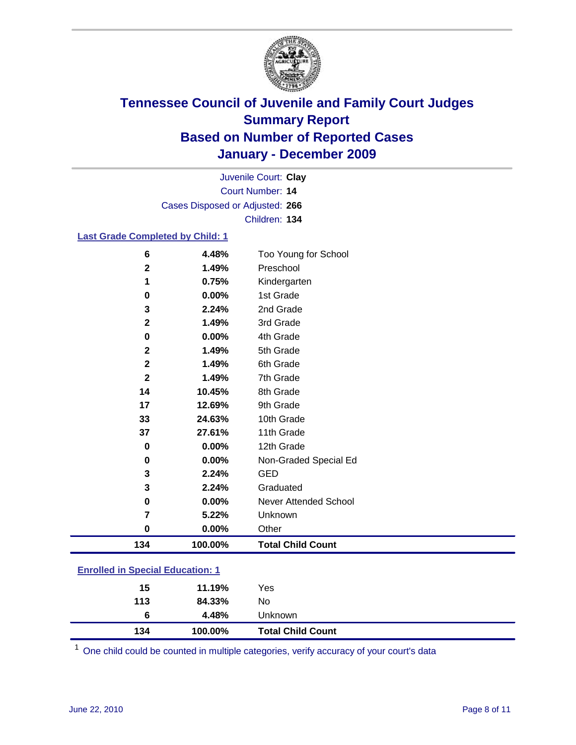# Tennessee Council of Juvenile and Family Court Judges
## Summary Report
## Based on Number of Reported Cases
## January - December 2009

Juvenile Court: **Clay**
Court Number: **14**
Cases Disposed or Adjusted: **266**
Children: **134**

### Last Grade Completed by Child: 1

| | | |
|---|---|---|
| 6 | 4.48% | Too Young for School |
| 2 | 1.49% | Preschool |
| 1 | 0.75% | Kindergarten |
| 0 | 0.00% | 1st Grade |
| 3 | 2.24% | 2nd Grade |
| 2 | 1.49% | 3rd Grade |
| 0 | 0.00% | 4th Grade |
| 2 | 1.49% | 5th Grade |
| 2 | 1.49% | 6th Grade |
| 2 | 1.49% | 7th Grade |
| 14 | 10.45% | 8th Grade |
| 17 | 12.69% | 9th Grade |
| 33 | 24.63% | 10th Grade |
| 37 | 27.61% | 11th Grade |
| 0 | 0.00% | 12th Grade |
| 0 | 0.00% | Non-Graded Special Ed |
| 3 | 2.24% | GED |
| 3 | 2.24% | Graduated |
| 0 | 0.00% | Never Attended School |
| 7 | 5.22% | Unknown |
| 0 | 0.00% | Other |
| **134** | **100.00%** | **Total Child Count** |

### Enrolled in Special Education: 1

| | | |
|---|---|---|
| 15 | 11.19% | Yes |
| 113 | 84.33% | No |
| 6 | 4.48% | Unknown |
| **134** | **100.00%** | **Total Child Count** |

[1] One child could be counted in multiple categories, verify accuracy of your court's data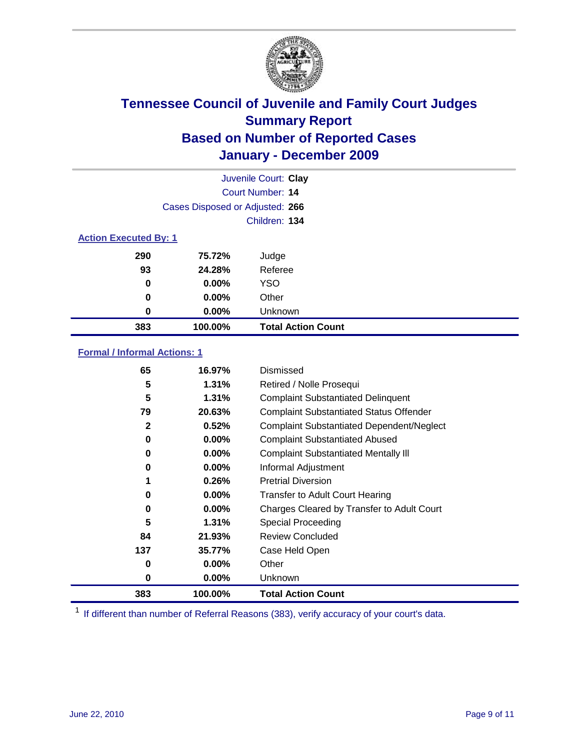# Tennessee Council of Juvenile and Family Court Judges
## Summary Report
## Based on Number of Reported Cases
## January - December 2009

Juvenile Court: **Clay**
Court Number: **14**
Cases Disposed or Adjusted: **266**
Children: **134**

### Action Executed By: 1

| | | |
|---|---|---|
| 290 | 75.72% | Judge |
| 93 | 24.28% | Referee |
| 0 | 0.00% | YSO |
| 0 | 0.00% | Other |
| 0 | 0.00% | Unknown |
| **383** | **100.00%** | **Total Action Count** |

### Formal / Informal Actions: 1

| | | |
|---|---|---|
| 65 | 16.97% | Dismissed |
| 5 | 1.31% | Retired / Nolle Prosequi |
| 5 | 1.31% | Complaint Substantiated Delinquent |
| 79 | 20.63% | Complaint Substantiated Status Offender |
| 2 | 0.52% | Complaint Substantiated Dependent/Neglect |
| 0 | 0.00% | Complaint Substantiated Abused |
| 0 | 0.00% | Complaint Substantiated Mentally Ill |
| 0 | 0.00% | Informal Adjustment |
| 1 | 0.26% | Pretrial Diversion |
| 0 | 0.00% | Transfer to Adult Court Hearing |
| 0 | 0.00% | Charges Cleared by Transfer to Adult Court |
| 5 | 1.31% | Special Proceeding |
| 84 | 21.93% | Review Concluded |
| 137 | 35.77% | Case Held Open |
| 0 | 0.00% | Other |
| 0 | 0.00% | Unknown |
| **383** | **100.00%** | **Total Action Count** |

[1] If different than number of Referral Reasons (383), verify accuracy of your court's data.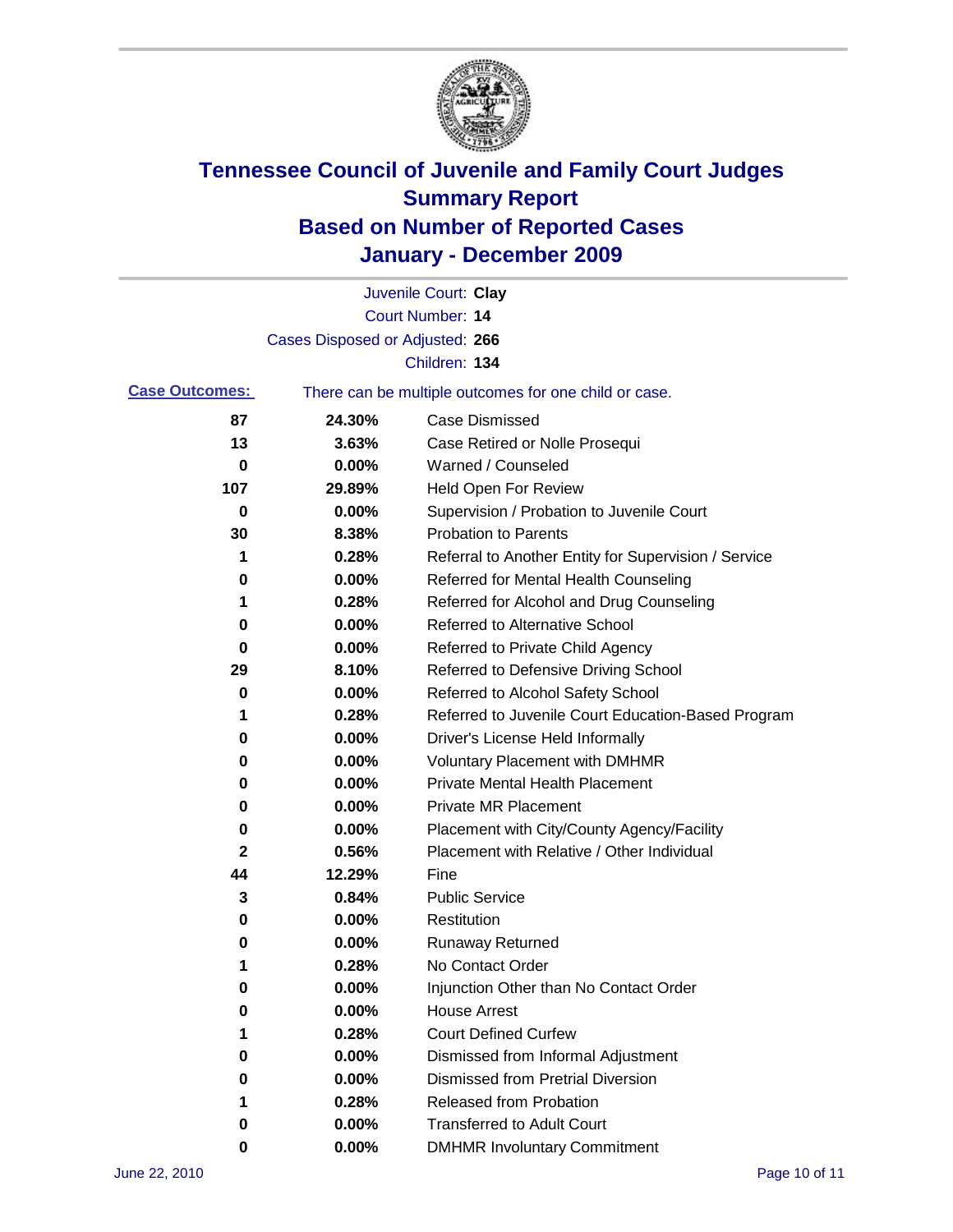# Tennessee Council of Juvenile and Family Court Judges
## Summary Report
## Based on Number of Reported Cases
## January - December 2009

Juvenile Court: **Clay**
Court Number: **14**
Cases Disposed or Adjusted: **266**
Children: **134**

**Case Outcomes:** There can be multiple outcomes for one child or case.

| Count | Percent | Outcome |
|---|---|---|
| 87 | 24.30% | Case Dismissed |
| 13 | 3.63% | Case Retired or Nolle Prosequi |
| 0 | 0.00% | Warned / Counseled |
| 107 | 29.89% | Held Open For Review |
| 0 | 0.00% | Supervision / Probation to Juvenile Court |
| 30 | 8.38% | Probation to Parents |
| 1 | 0.28% | Referral to Another Entity for Supervision / Service |
| 0 | 0.00% | Referred for Mental Health Counseling |
| 1 | 0.28% | Referred for Alcohol and Drug Counseling |
| 0 | 0.00% | Referred to Alternative School |
| 0 | 0.00% | Referred to Private Child Agency |
| 29 | 8.10% | Referred to Defensive Driving School |
| 0 | 0.00% | Referred to Alcohol Safety School |
| 1 | 0.28% | Referred to Juvenile Court Education-Based Program |
| 0 | 0.00% | Driver's License Held Informally |
| 0 | 0.00% | Voluntary Placement with DMHMR |
| 0 | 0.00% | Private Mental Health Placement |
| 0 | 0.00% | Private MR Placement |
| 0 | 0.00% | Placement with City/County Agency/Facility |
| 2 | 0.56% | Placement with Relative / Other Individual |
| 44 | 12.29% | Fine |
| 3 | 0.84% | Public Service |
| 0 | 0.00% | Restitution |
| 0 | 0.00% | Runaway Returned |
| 1 | 0.28% | No Contact Order |
| 0 | 0.00% | Injunction Other than No Contact Order |
| 0 | 0.00% | House Arrest |
| 1 | 0.28% | Court Defined Curfew |
| 0 | 0.00% | Dismissed from Informal Adjustment |
| 0 | 0.00% | Dismissed from Pretrial Diversion |
| 1 | 0.28% | Released from Probation |
| 0 | 0.00% | Transferred to Adult Court |
| 0 | 0.00% | DMHMR Involuntary Commitment |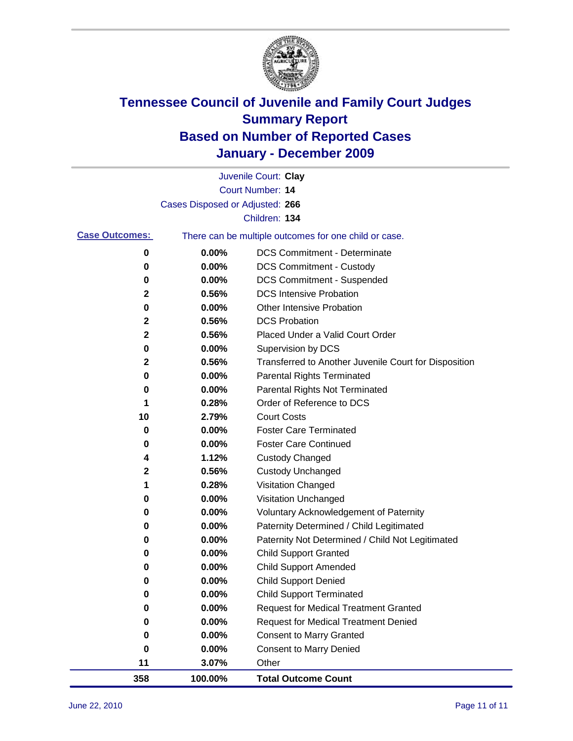# Tennessee Council of Juvenile and Family Court Judges
## Summary Report
## Based on Number of Reported Cases
## January - December 2009

Juvenile Court: **Clay**

Court Number: **14**

Cases Disposed or Adjusted: **266**

Children: **134**

**Case Outcomes:** There can be multiple outcomes for one child or case.

| | | |
|---|---|---|
| 0 | 0.00% | DCS Commitment - Determinate |
| 0 | 0.00% | DCS Commitment - Custody |
| 0 | 0.00% | DCS Commitment - Suspended |
| 2 | 0.56% | DCS Intensive Probation |
| 0 | 0.00% | Other Intensive Probation |
| 2 | 0.56% | DCS Probation |
| 2 | 0.56% | Placed Under a Valid Court Order |
| 0 | 0.00% | Supervision by DCS |
| 2 | 0.56% | Transferred to Another Juvenile Court for Disposition |
| 0 | 0.00% | Parental Rights Terminated |
| 0 | 0.00% | Parental Rights Not Terminated |
| 1 | 0.28% | Order of Reference to DCS |
| 10 | 2.79% | Court Costs |
| 0 | 0.00% | Foster Care Terminated |
| 0 | 0.00% | Foster Care Continued |
| 4 | 1.12% | Custody Changed |
| 2 | 0.56% | Custody Unchanged |
| 1 | 0.28% | Visitation Changed |
| 0 | 0.00% | Visitation Unchanged |
| 0 | 0.00% | Voluntary Acknowledgement of Paternity |
| 0 | 0.00% | Paternity Determined / Child Legitimated |
| 0 | 0.00% | Paternity Not Determined / Child Not Legitimated |
| 0 | 0.00% | Child Support Granted |
| 0 | 0.00% | Child Support Amended |
| 0 | 0.00% | Child Support Denied |
| 0 | 0.00% | Child Support Terminated |
| 0 | 0.00% | Request for Medical Treatment Granted |
| 0 | 0.00% | Request for Medical Treatment Denied |
| 0 | 0.00% | Consent to Marry Granted |
| 0 | 0.00% | Consent to Marry Denied |
| 11 | 3.07% | Other |
| **358** | **100.00%** | **Total Outcome Count** |

June 22, 2010